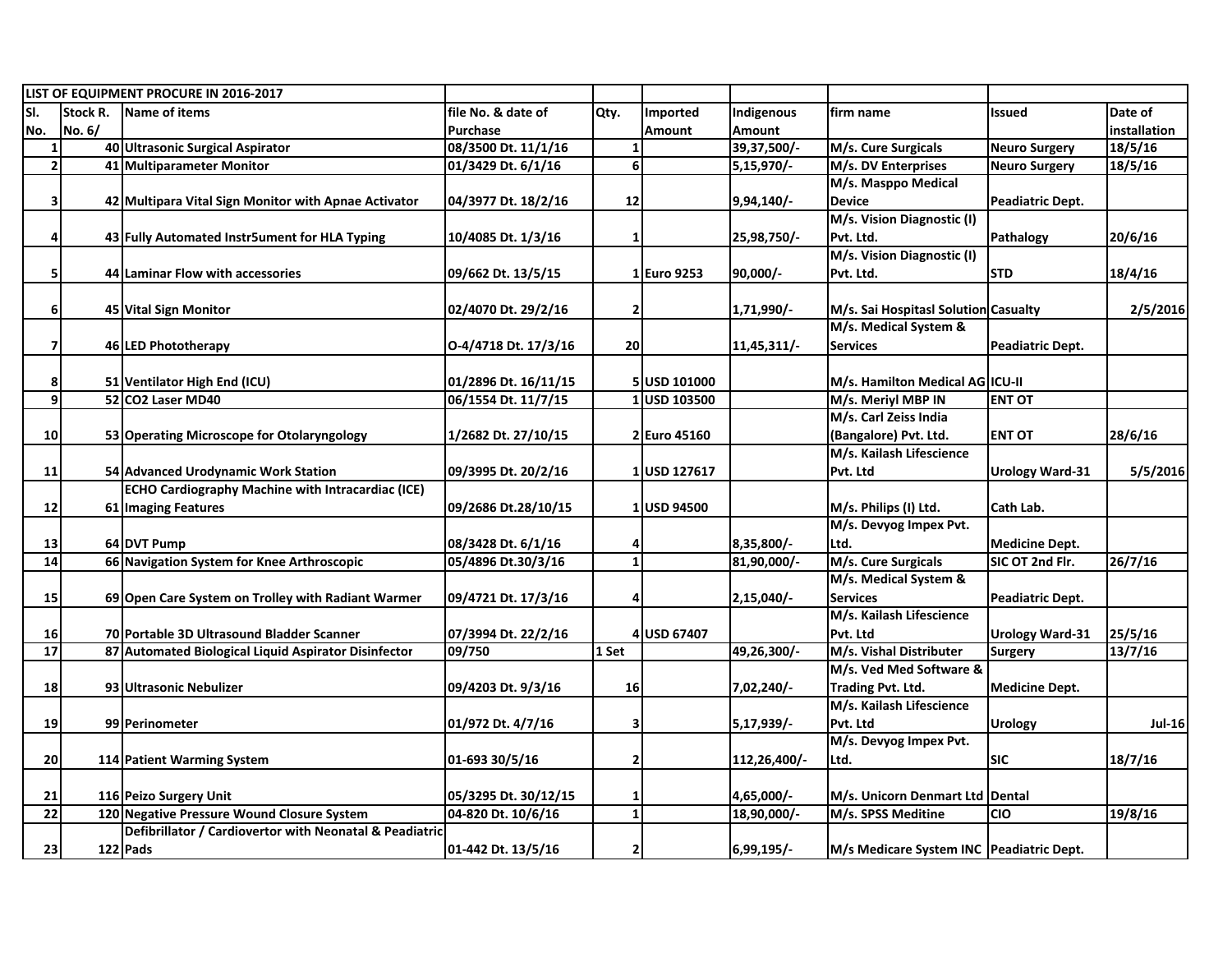| LIST OF EQUIPMENT PROCURE IN 2016-2017 | | | | | | | | | |
|---|---|---|---|---|---|---|---|---|---|
| Sl. No. | Stock R. No. 6/ | Name of items | file No. & date of Purchase | Qty. | Imported Amount | Indigenous Amount | firm name | Issued | Date of installation |
| 1 | 40 | Ultrasonic Surgical Aspirator | 08/3500 Dt. 11/1/16 | 1 | | 39,37,500/- | M/s. Cure Surgicals | Neuro Surgery | 18/5/16 |
| 2 | 41 | Multiparameter Monitor | 01/3429 Dt. 6/1/16 | 6 | | 5,15,970/- | M/s. DV Enterprises | Neuro Surgery | 18/5/16 |
| 3 | 42 | Multipara Vital Sign Monitor with Apnae Activator | 04/3977 Dt. 18/2/16 | 12 | | 9,94,140/- | M/s. Masppo Medical Device | Peadiatric Dept. | |
| 4 | 43 | Fully Automated Instr5ument for HLA Typing | 10/4085 Dt. 1/3/16 | 1 | | 25,98,750/- | M/s. Vision Diagnostic (I) Pvt. Ltd. | Pathalogy | 20/6/16 |
| 5 | 44 | Laminar Flow with accessories | 09/662 Dt. 13/5/15 | 1 | Euro 9253 | 90,000/- | M/s. Vision Diagnostic (I) Pvt. Ltd. | STD | 18/4/16 |
| 6 | 45 | Vital Sign Monitor | 02/4070 Dt. 29/2/16 | 2 | | 1,71,990/- | M/s. Sai Hospitasl Solution | Casualty | 2/5/2016 |
| 7 | 46 | LED Phototherapy | O-4/4718 Dt. 17/3/16 | 20 | | 11,45,311/- | M/s. Medical System & Services | Peadiatric Dept. | |
| 8 | 51 | Ventilator High End (ICU) | 01/2896 Dt. 16/11/15 | 5 | USD 101000 | | M/s. Hamilton Medical AG | ICU-II | |
| 9 | 52 | CO2 Laser MD40 | 06/1554 Dt. 11/7/15 | 1 | USD 103500 | | M/s. Meriyl MBP IN | ENT OT | |
| 10 | 53 | Operating Microscope for Otolaryngology | 1/2682 Dt. 27/10/15 | 2 | Euro 45160 | | M/s. Carl Zeiss India (Bangalore) Pvt. Ltd. | ENT OT | 28/6/16 |
| 11 | 54 | Advanced Urodynamic Work Station | 09/3995 Dt. 20/2/16 | 1 | USD 127617 | | M/s. Kailash Lifescience Pvt. Ltd | Urology Ward-31 | 5/5/2016 |
| 12 | 61 | ECHO Cardiography Machine with Intracardiac (ICE) Imaging Features | 09/2686 Dt.28/10/15 | 1 | USD 94500 | | M/s. Philips (I) Ltd. | Cath Lab. | |
| 13 | 64 | DVT Pump | 08/3428 Dt. 6/1/16 | 4 | | 8,35,800/- | M/s. Devyog Impex Pvt. Ltd. | Medicine Dept. | |
| 14 | 66 | Navigation System for Knee Arthroscopic | 05/4896 Dt.30/3/16 | 1 | | 81,90,000/- | M/s. Cure Surgicals | SIC OT 2nd Flr. | 26/7/16 |
| 15 | 69 | Open Care System on Trolley with Radiant Warmer | 09/4721 Dt. 17/3/16 | 4 | | 2,15,040/- | M/s. Medical System & Services | Peadiatric Dept. | |
| 16 | 70 | Portable 3D Ultrasound Bladder Scanner | 07/3994 Dt. 22/2/16 | 4 | USD 67407 | | M/s. Kailash Lifescience Pvt. Ltd | Urology Ward-31 | 25/5/16 |
| 17 | 87 | Automated Biological Liquid Aspirator Disinfector | 09/750 | 1 Set | | 49,26,300/- | M/s. Vishal Distributer | Surgery | 13/7/16 |
| 18 | 93 | Ultrasonic Nebulizer | 09/4203 Dt. 9/3/16 | 16 | | 7,02,240/- | M/s. Ved Med Software & Trading Pvt. Ltd. | Medicine Dept. | |
| 19 | 99 | Perinometer | 01/972 Dt. 4/7/16 | 3 | | 5,17,939/- | M/s. Kailash Lifescience Pvt. Ltd | Urology | Jul-16 |
| 20 | 114 | Patient Warming System | 01-693 30/5/16 | 2 | | 112,26,400/- | M/s. Devyog Impex Pvt. Ltd. | SIC | 18/7/16 |
| 21 | 116 | Peizo Surgery Unit | 05/3295 Dt. 30/12/15 | 1 | | 4,65,000/- | M/s. Unicorn Denmart Ltd | Dental | |
| 22 | 120 | Negative Pressure Wound Closure System | 04-820 Dt. 10/6/16 | 1 | | 18,90,000/- | M/s. SPSS Meditine | CIO | 19/8/16 |
| 23 | 122 | Defibrillator / Cardiovertor with Neonatal & Peadiatric Pads | 01-442 Dt. 13/5/16 | 2 | | 6,99,195/- | M/s Medicare System INC | Peadiatric Dept. | |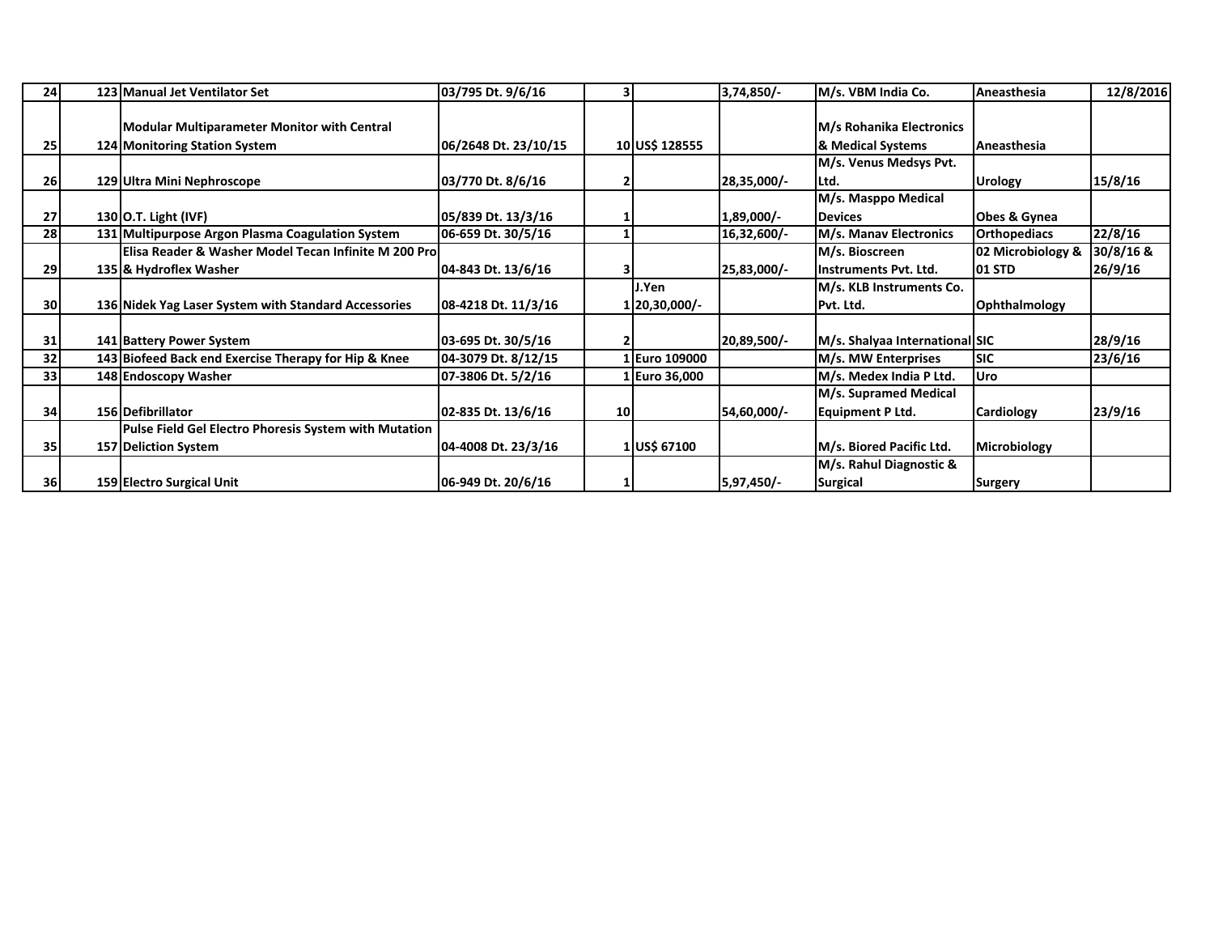| | | | | | | | | | |
|---|---|---|---|---|---|---|---|---|---|
| 24 | 123 | Manual Jet Ventilator Set | 03/795 Dt. 9/6/16 | 3 | | 3,74,850/- | M/s. VBM India Co. | Aneasthesia | 12/8/2016 |
| 25 | 124 | Modular Multiparameter Monitor with Central Monitoring Station System | 06/2648 Dt. 23/10/15 | 10 | US$ 128555 | | M/s Rohanika Electronics & Medical Systems | Aneasthesia | |
| 26 | 129 | Ultra Mini Nephroscope | 03/770 Dt. 8/6/16 | 2 | | 28,35,000/- | M/s. Venus Medsys Pvt. Ltd. | Urology | 15/8/16 |
| 27 | 130 | O.T. Light (IVF) | 05/839 Dt. 13/3/16 | 1 | | 1,89,000/- | M/s. Masppo Medical Devices | Obes & Gynea | |
| 28 | 131 | Multipurpose Argon Plasma Coagulation System | 06-659 Dt. 30/5/16 | 1 | | 16,32,600/- | M/s. Manav Electronics | Orthopediacs | 22/8/16 |
| 29 | 135 | Elisa Reader & Washer Model Tecan Infinite M 200 Pro & Hydroflex Washer | 04-843 Dt. 13/6/16 | 3 | | 25,83,000/- | M/s. Bioscreen Instruments Pvt. Ltd. | 02 Microbiology & 01 STD | 30/8/16 & 26/9/16 |
| 30 | 136 | Nidek Yag Laser System with Standard Accessories | 08-4218 Dt. 11/3/16 | 1 | J.Yen 20,30,000/- | | M/s. KLB Instruments Co. Pvt. Ltd. | Ophthalmology | |
| 31 | 141 | Battery Power System | 03-695 Dt. 30/5/16 | 2 | | 20,89,500/- | M/s. Shalyaa International | SIC | 28/9/16 |
| 32 | 143 | Biofeed Back end Exercise Therapy for Hip & Knee | 04-3079 Dt. 8/12/15 | 1 | Euro 109000 | | M/s. MW Enterprises | SIC | 23/6/16 |
| 33 | 148 | Endoscopy Washer | 07-3806 Dt. 5/2/16 | 1 | Euro 36,000 | | M/s. Medex India P Ltd. | Uro | |
| 34 | 156 | Defibrillator | 02-835 Dt. 13/6/16 | 10 | | 54,60,000/- | M/s. Supramed Medical Equipment P Ltd. | Cardiology | 23/9/16 |
| 35 | 157 | Pulse Field Gel Electro Phoresis System with Mutation Deliction System | 04-4008 Dt. 23/3/16 | 1 | US$ 67100 | | M/s. Biored Pacific Ltd. | Microbiology | |
| 36 | 159 | Electro Surgical Unit | 06-949 Dt. 20/6/16 | 1 | | 5,97,450/- | M/s. Rahul Diagnostic & Surgical | Surgery | |